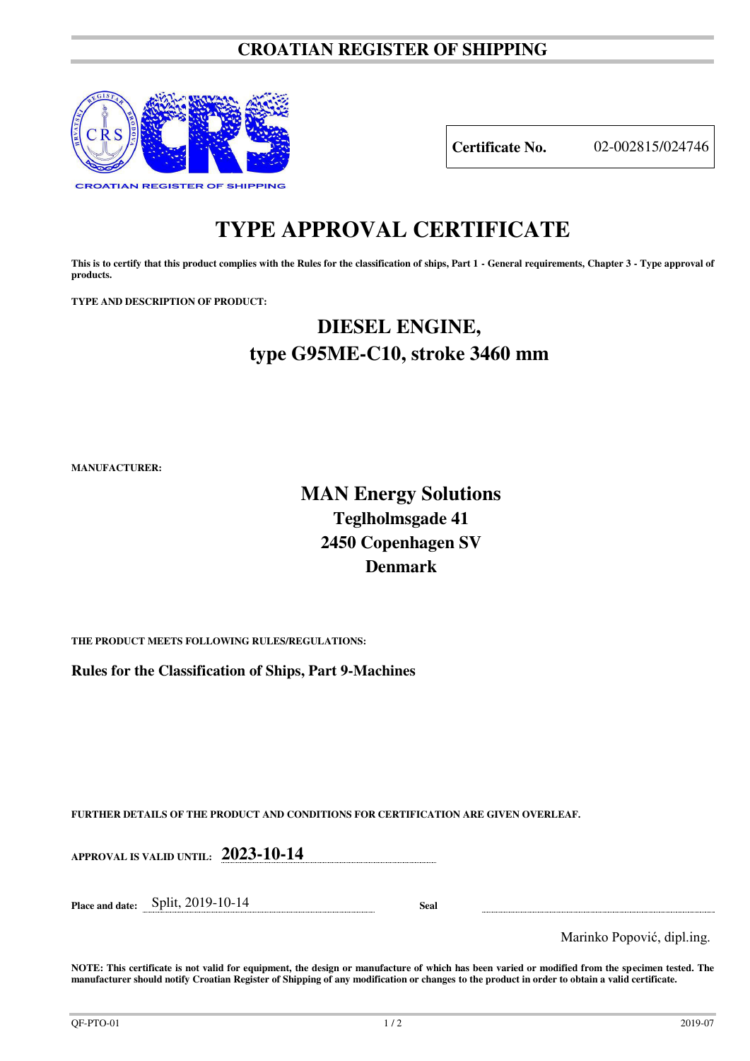# CROATIAN REGISTER OF SHIPPING

| **Certificate No.** | 02-002815/024746 |
|---|---|

# TYPE APPROVAL CERTIFICATE

**This is to certify that this product complies with the Rules for the classification of ships, Part 1 - General requirements, Chapter 3 - Type approval of products.**

**TYPE AND DESCRIPTION OF PRODUCT:**

## DIESEL ENGINE, type G95ME-C10, stroke 3460 mm

**MANUFACTURER:**

## MAN Energy Solutions

**Teglholmsgade 41**
**2450 Copenhagen SV**
**Denmark**

**THE PRODUCT MEETS FOLLOWING RULES/REGULATIONS:**

**Rules for the Classification of Ships, Part 9-Machines**

**FURTHER DETAILS OF THE PRODUCT AND CONDITIONS FOR CERTIFICATION ARE GIVEN OVERLEAF.**

**APPROVAL IS VALID UNTIL:** **2023-10-14**

**Place and date:** Split, 2019-10-14 **Seal**

Marinko Popović, dipl.ing.

**NOTE: This certificate is not valid for equipment, the design or manufacture of which has been varied or modified from the specimen tested. The manufacturer should notify Croatian Register of Shipping of any modification or changes to the product in order to obtain a valid certificate.**

QF-PTO-01 2019-07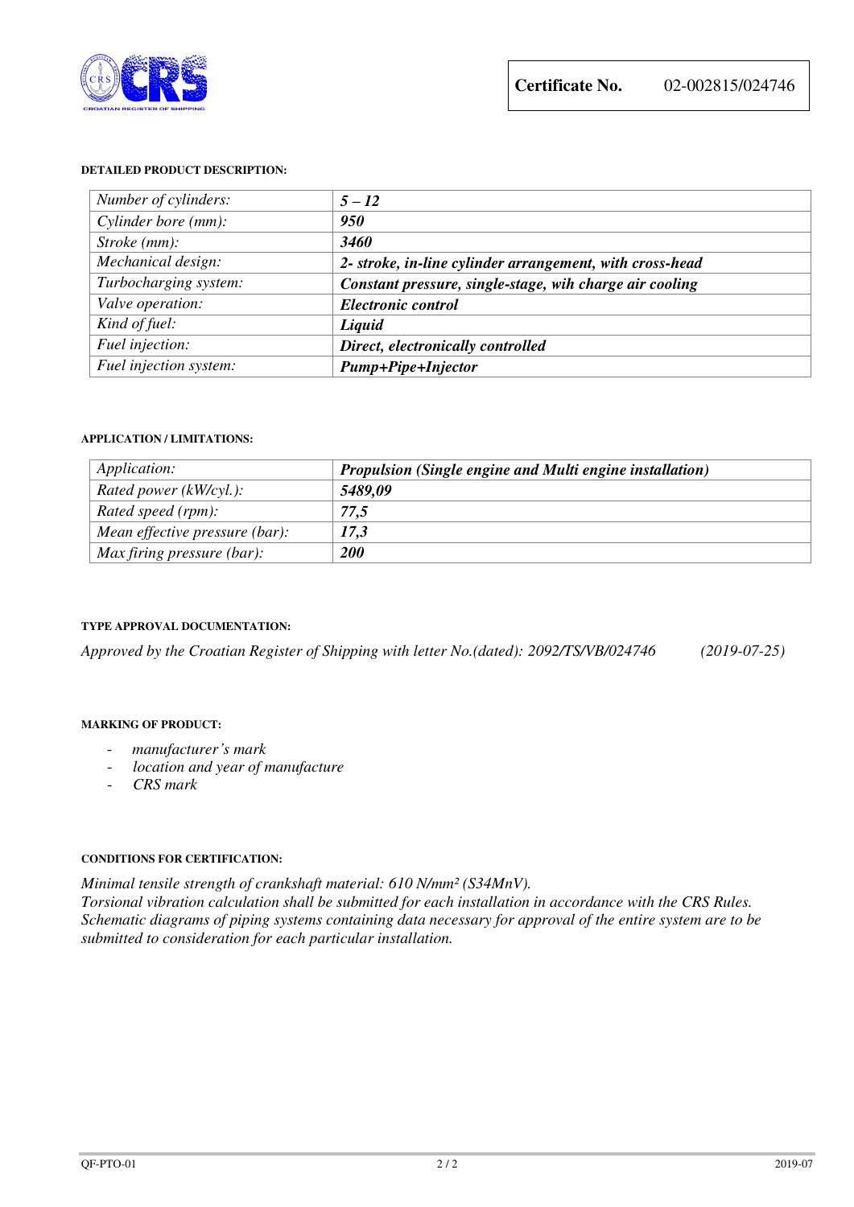**Certificate No.** 02-002815/024746

#### DETAILED PRODUCT DESCRIPTION:

| | |
|---|---|
| *Number of cylinders:* | ***5 – 12*** |
| *Cylinder bore (mm):* | ***950*** |
| *Stroke (mm):* | ***3460*** |
| *Mechanical design:* | ***2- stroke, in-line cylinder arrangement, with cross-head*** |
| *Turbocharging system:* | ***Constant pressure, single-stage, wih charge air cooling*** |
| *Valve operation:* | ***Electronic control*** |
| *Kind of fuel:* | ***Liquid*** |
| *Fuel injection:* | ***Direct, electronically controlled*** |
| *Fuel injection system:* | ***Pump+Pipe+Injector*** |

#### APPLICATION / LIMITATIONS:

| | |
|---|---|
| *Application:* | ***Propulsion (Single engine and Multi engine installation)*** |
| *Rated power (kW/cyl.):* | ***5489,09*** |
| *Rated speed (rpm):* | ***77,5*** |
| *Mean effective pressure (bar):* | ***17,3*** |
| *Max firing pressure (bar):* | ***200*** |

#### TYPE APPROVAL DOCUMENTATION:

*Approved by the Croatian Register of Shipping with letter No.(dated): 2092/TS/VB/024746 (2019-07-25)*

#### MARKING OF PRODUCT:

- *manufacturer's mark*
- *location and year of manufacture*
- *CRS mark*

#### CONDITIONS FOR CERTIFICATION:

*Minimal tensile strength of crankshaft material: 610 N/mm² (S34MnV).*
*Torsional vibration calculation shall be submitted for each installation in accordance with the CRS Rules.*
*Schematic diagrams of piping systems containing data necessary for approval of the entire system are to be submitted to consideration for each particular installation.*